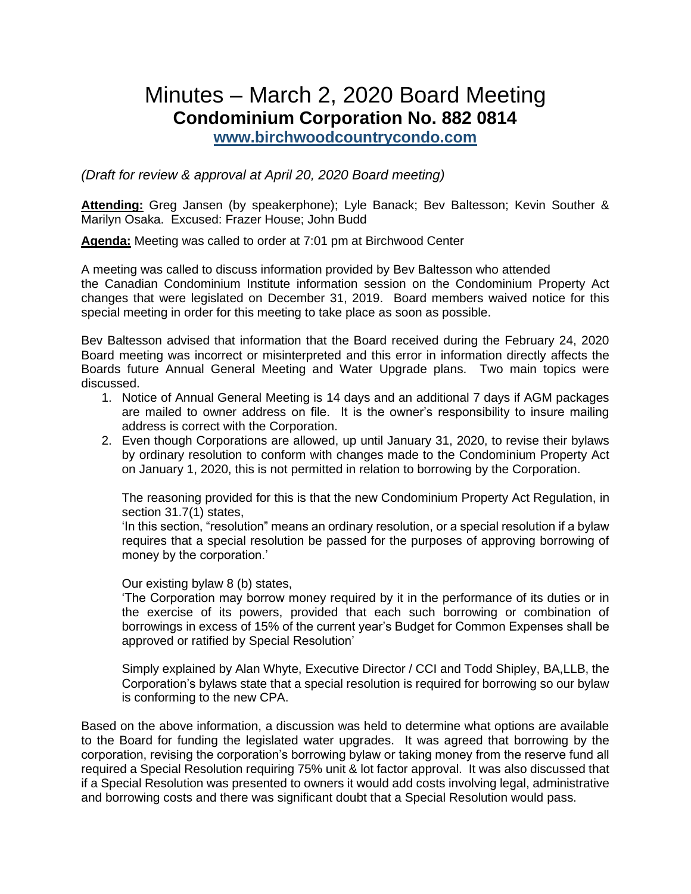# Minutes – March 2, 2020 Board Meeting

## Condominium Corporation No. 882 0814

**[www.birchwoodcountrycondo.com](http://www.birchwoodcountrycondo.com)**

*(Draft for review & approval at April 20, 2020 Board meeting)*

**Attending:** Greg Jansen (by speakerphone); Lyle Banack; Bev Baltesson; Kevin Souther & Marilyn Osaka. Excused: Frazer House; John Budd

**Agenda:** Meeting was called to order at 7:01 pm at Birchwood Center

A meeting was called to discuss information provided by Bev Baltesson who attended the Canadian Condominium Institute information session on the Condominium Property Act changes that were legislated on December 31, 2019. Board members waived notice for this special meeting in order for this meeting to take place as soon as possible.

Bev Baltesson advised that information that the Board received during the February 24, 2020 Board meeting was incorrect or misinterpreted and this error in information directly affects the Boards future Annual General Meeting and Water Upgrade plans. Two main topics were discussed.

1. Notice of Annual General Meeting is 14 days and an additional 7 days if AGM packages are mailed to owner address on file. It is the owner's responsibility to insure mailing address is correct with the Corporation.
2. Even though Corporations are allowed, up until January 31, 2020, to revise their bylaws by ordinary resolution to conform with changes made to the Condominium Property Act on January 1, 2020, this is not permitted in relation to borrowing by the Corporation.

   The reasoning provided for this is that the new Condominium Property Act Regulation, in section 31.7(1) states,
   'In this section, "resolution" means an ordinary resolution, or a special resolution if a bylaw requires that a special resolution be passed for the purposes of approving borrowing of money by the corporation.'

   Our existing bylaw 8 (b) states,
   'The Corporation may borrow money required by it in the performance of its duties or in the exercise of its powers, provided that each such borrowing or combination of borrowings in excess of 15% of the current year's Budget for Common Expenses shall be approved or ratified by Special Resolution'

   Simply explained by Alan Whyte, Executive Director / CCI and Todd Shipley, BA,LLB, the Corporation's bylaws state that a special resolution is required for borrowing so our bylaw is conforming to the new CPA.

Based on the above information, a discussion was held to determine what options are available to the Board for funding the legislated water upgrades. It was agreed that borrowing by the corporation, revising the corporation's borrowing bylaw or taking money from the reserve fund all required a Special Resolution requiring 75% unit & lot factor approval. It was also discussed that if a Special Resolution was presented to owners it would add costs involving legal, administrative and borrowing costs and there was significant doubt that a Special Resolution would pass.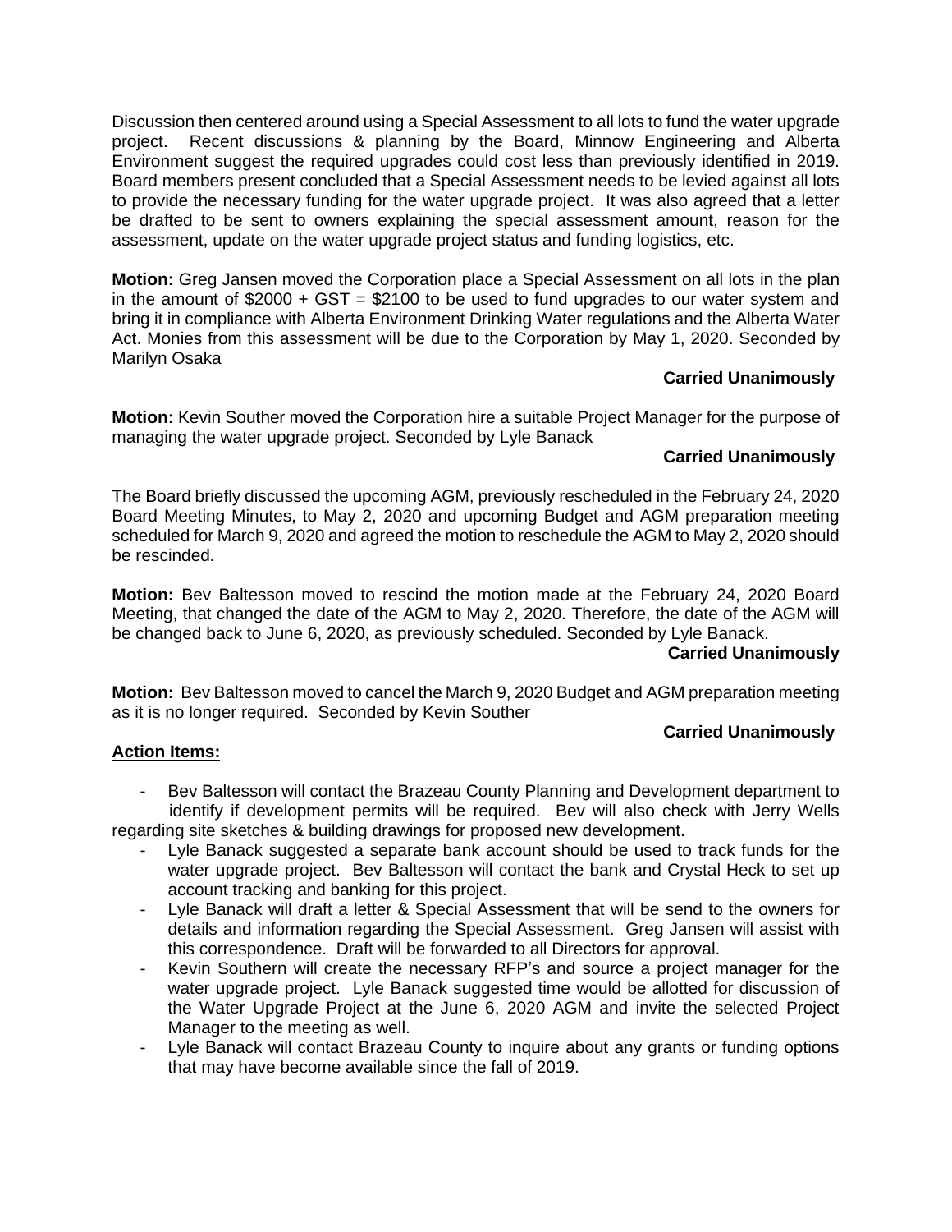Discussion then centered around using a Special Assessment to all lots to fund the water upgrade project. Recent discussions & planning by the Board, Minnow Engineering and Alberta Environment suggest the required upgrades could cost less than previously identified in 2019. Board members present concluded that a Special Assessment needs to be levied against all lots to provide the necessary funding for the water upgrade project. It was also agreed that a letter be drafted to be sent to owners explaining the special assessment amount, reason for the assessment, update on the water upgrade project status and funding logistics, etc.

**Motion:** Greg Jansen moved the Corporation place a Special Assessment on all lots in the plan in the amount of $2000 + GST = $2100 to be used to fund upgrades to our water system and bring it in compliance with Alberta Environment Drinking Water regulations and the Alberta Water Act. Monies from this assessment will be due to the Corporation by May 1, 2020. Seconded by Marilyn Osaka

**Carried Unanimously**

**Motion:** Kevin Souther moved the Corporation hire a suitable Project Manager for the purpose of managing the water upgrade project. Seconded by Lyle Banack

**Carried Unanimously**

The Board briefly discussed the upcoming AGM, previously rescheduled in the February 24, 2020 Board Meeting Minutes, to May 2, 2020 and upcoming Budget and AGM preparation meeting scheduled for March 9, 2020 and agreed the motion to reschedule the AGM to May 2, 2020 should be rescinded.

**Motion:** Bev Baltesson moved to rescind the motion made at the February 24, 2020 Board Meeting, that changed the date of the AGM to May 2, 2020. Therefore, the date of the AGM will be changed back to June 6, 2020, as previously scheduled. Seconded by Lyle Banack.

**Carried Unanimously**

**Motion:** Bev Baltesson moved to cancel the March 9, 2020 Budget and AGM preparation meeting as it is no longer required. Seconded by Kevin Souther

**Carried Unanimously**

**Action Items:**

- Bev Baltesson will contact the Brazeau County Planning and Development department to identify if development permits will be required. Bev will also check with Jerry Wells regarding site sketches & building drawings for proposed new development.
- Lyle Banack suggested a separate bank account should be used to track funds for the water upgrade project. Bev Baltesson will contact the bank and Crystal Heck to set up account tracking and banking for this project.
- Lyle Banack will draft a letter & Special Assessment that will be send to the owners for details and information regarding the Special Assessment. Greg Jansen will assist with this correspondence. Draft will be forwarded to all Directors for approval.
- Kevin Southern will create the necessary RFP's and source a project manager for the water upgrade project. Lyle Banack suggested time would be allotted for discussion of the Water Upgrade Project at the June 6, 2020 AGM and invite the selected Project Manager to the meeting as well.
- Lyle Banack will contact Brazeau County to inquire about any grants or funding options that may have become available since the fall of 2019.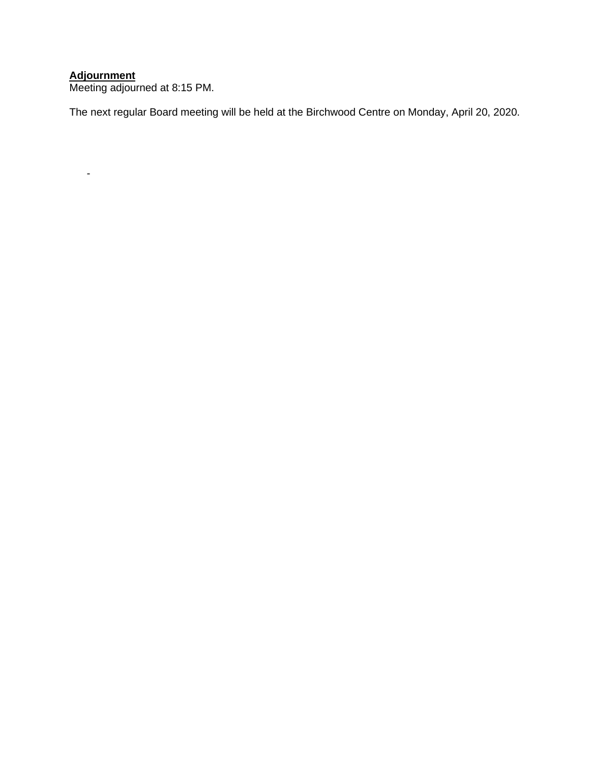**Adjournment**
Meeting adjourned at 8:15 PM.

The next regular Board meeting will be held at the Birchwood Centre on Monday, April 20, 2020.

-